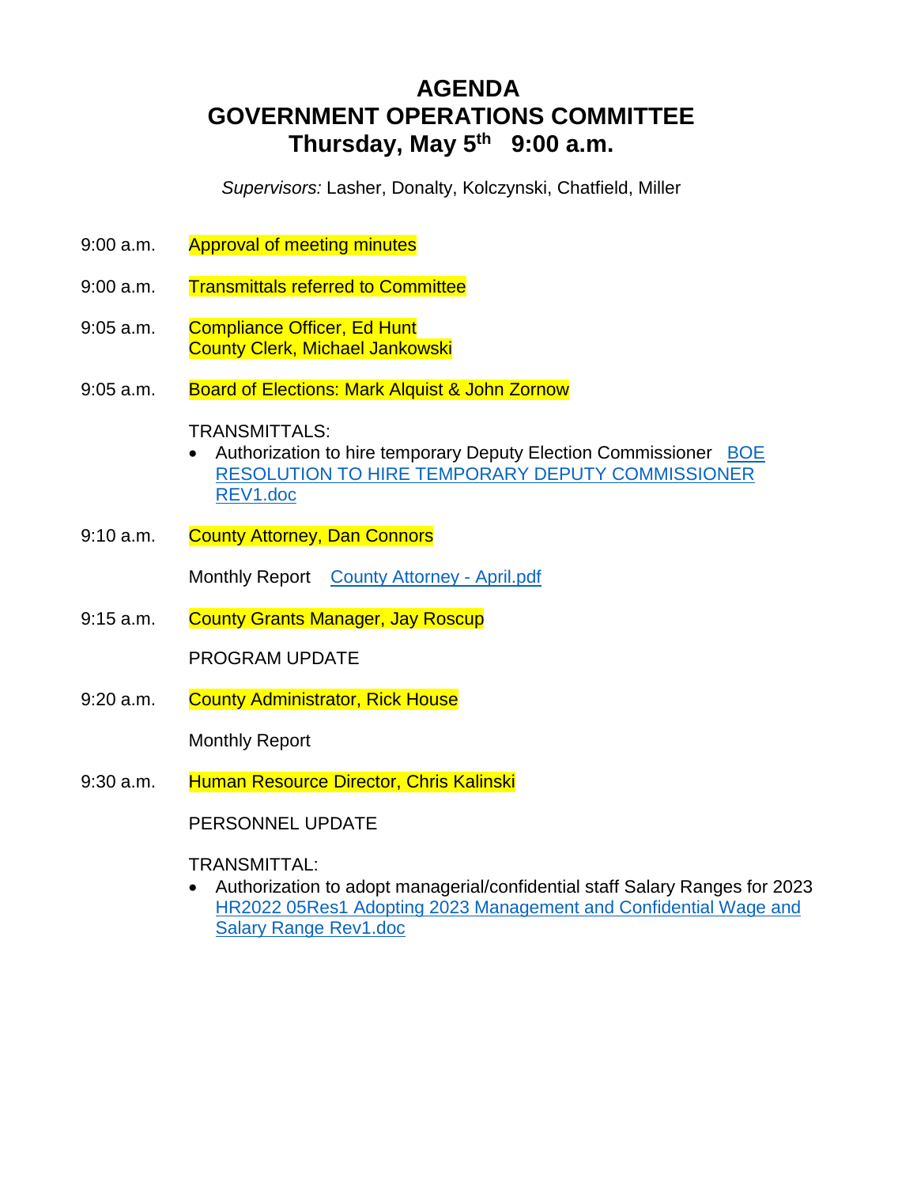# AGENDA
# GOVERNMENT OPERATIONS COMMITTEE
# Thursday, May 5th 9:00 a.m.

*Supervisors:* Lasher, Donalty, Kolczynski, Chatfield, Miller

9:00 a.m. Approval of meeting minutes

9:00 a.m. Transmittals referred to Committee

9:05 a.m. Compliance Officer, Ed Hunt
County Clerk, Michael Jankowski

9:05 a.m. Board of Elections: Mark Alquist & John Zornow

TRANSMITTALS:

- Authorization to hire temporary Deputy Election Commissioner BOE RESOLUTION TO HIRE TEMPORARY DEPUTY COMMISSIONER REV1.doc

9:10 a.m. County Attorney, Dan Connors

Monthly Report County Attorney - April.pdf

9:15 a.m. County Grants Manager, Jay Roscup

PROGRAM UPDATE

9:20 a.m. County Administrator, Rick House

Monthly Report

9:30 a.m. Human Resource Director, Chris Kalinski

PERSONNEL UPDATE

TRANSMITTAL:

- Authorization to adopt managerial/confidential staff Salary Ranges for 2023 HR2022 05Res1 Adopting 2023 Management and Confidential Wage and Salary Range Rev1.doc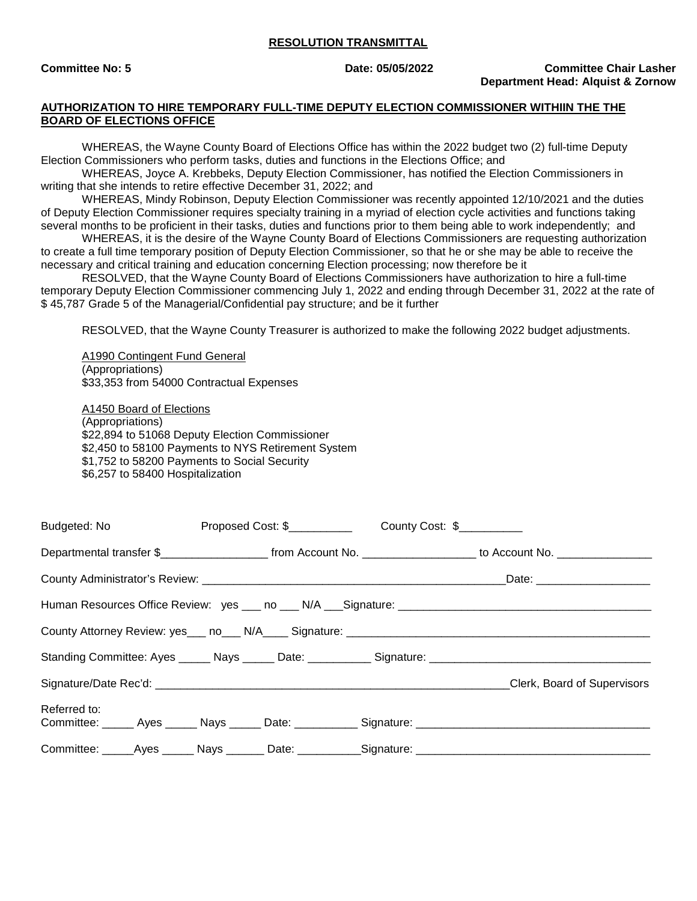**RESOLUTION TRANSMITTAL**

**Committee No: 5** **Date: 05/05/2022** **Committee Chair Lasher**
**Department Head: Alquist & Zornow**

**AUTHORIZATION TO HIRE TEMPORARY FULL-TIME DEPUTY ELECTION COMMISSIONER WITHIIN THE THE BOARD OF ELECTIONS OFFICE**

WHEREAS, the Wayne County Board of Elections Office has within the 2022 budget two (2) full-time Deputy Election Commissioners who perform tasks, duties and functions in the Elections Office; and

WHEREAS, Joyce A. Krebbeks, Deputy Election Commissioner, has notified the Election Commissioners in writing that she intends to retire effective December 31, 2022; and

WHEREAS, Mindy Robinson, Deputy Election Commissioner was recently appointed 12/10/2021 and the duties of Deputy Election Commissioner requires specialty training in a myriad of election cycle activities and functions taking several months to be proficient in their tasks, duties and functions prior to them being able to work independently; and

WHEREAS, it is the desire of the Wayne County Board of Elections Commissioners are requesting authorization to create a full time temporary position of Deputy Election Commissioner, so that he or she may be able to receive the necessary and critical training and education concerning Election processing; now therefore be it

RESOLVED, that the Wayne County Board of Elections Commissioners have authorization to hire a full-time temporary Deputy Election Commissioner commencing July 1, 2022 and ending through December 31, 2022 at the rate of $ 45,787 Grade 5 of the Managerial/Confidential pay structure; and be it further

RESOLVED, that the Wayne County Treasurer is authorized to make the following 2022 budget adjustments.

A1990 Contingent Fund General
(Appropriations)
$33,353 from 54000 Contractual Expenses

A1450 Board of Elections
(Appropriations)
$22,894 to 51068 Deputy Election Commissioner
$2,450 to 58100 Payments to NYS Retirement System
$1,752 to 58200 Payments to Social Security
$6,257 to 58400 Hospitalization

Budgeted: No Proposed Cost: $__________ County Cost: $__________

Departmental transfer $_________________ from Account No. __________________ to Account No. _______________

County Administrator's Review: __________________________________________________Date: __________________

Human Resources Office Review: yes ___ no ___ N/A ___Signature: ________________________________________

County Attorney Review: yes___ no___ N/A____ Signature: _________________________________________________

Standing Committee: Ayes _____ Nays _____ Date: __________ Signature: ___________________________________

Signature/Date Rec'd: __________________________________________________________Clerk, Board of Supervisors

Referred to:
Committee: _____ Ayes _____ Nays _____ Date: __________ Signature: ____________________________________

Committee: _____Ayes _____ Nays ______ Date: __________Signature: ____________________________________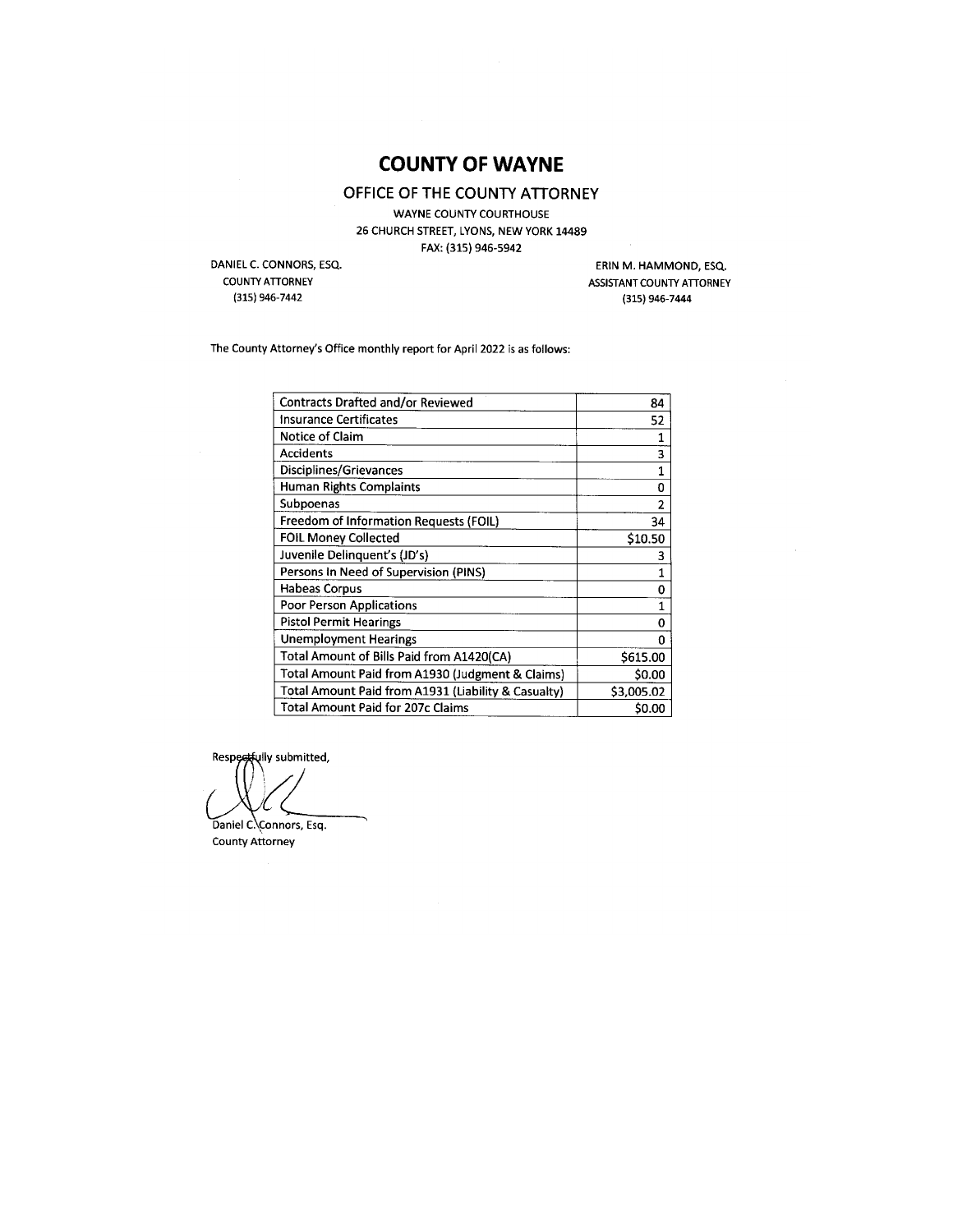# COUNTY OF WAYNE

## OFFICE OF THE COUNTY ATTORNEY

WAYNE COUNTY COURTHOUSE
26 CHURCH STREET, LYONS, NEW YORK 14489
FAX: (315) 946-5942

DANIEL C. CONNORS, ESQ.
COUNTY ATTORNEY
(315) 946-7442

ERIN M. HAMMOND, ESQ.
ASSISTANT COUNTY ATTORNEY
(315) 946-7444

The County Attorney's Office monthly report for April 2022 is as follows:

| | |
|---|---|
| Contracts Drafted and/or Reviewed | 84 |
| Insurance Certificates | 52 |
| Notice of Claim | 1 |
| Accidents | 3 |
| Disciplines/Grievances | 1 |
| Human Rights Complaints | 0 |
| Subpoenas | 2 |
| Freedom of Information Requests (FOIL) | 34 |
| FOIL Money Collected | $10.50 |
| Juvenile Delinquent's (JD's) | 3 |
| Persons In Need of Supervision (PINS) | 1 |
| Habeas Corpus | 0 |
| Poor Person Applications | 1 |
| Pistol Permit Hearings | 0 |
| Unemployment Hearings | 0 |
| Total Amount of Bills Paid from A1420(CA) | $615.00 |
| Total Amount Paid from A1930 (Judgment & Claims) | $0.00 |
| Total Amount Paid from A1931 (Liability & Casualty) | $3,005.02 |
| Total Amount Paid for 207c Claims | $0.00 |

Respectfully submitted,

Daniel C. Connors, Esq.
County Attorney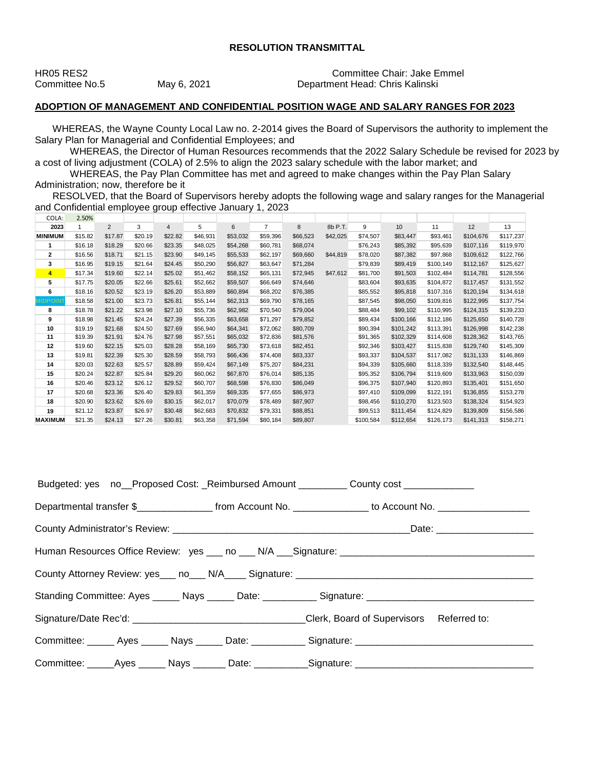**RESOLUTION TRANSMITTAL**

HR05 RES2 Committee Chair: Jake Emmel
Committee No.5 May 6, 2021 Department Head: Chris Kalinski

**ADOPTION OF MANAGEMENT AND CONFIDENTIAL POSITION WAGE AND SALARY RANGES FOR 2023**

WHEREAS, the Wayne County Local Law no. 2-2014 gives the Board of Supervisors the authority to implement the Salary Plan for Managerial and Confidential Employees; and

WHEREAS, the Director of Human Resources recommends that the 2022 Salary Schedule be revised for 2023 by a cost of living adjustment (COLA) of 2.5% to align the 2023 salary schedule with the labor market; and

WHEREAS, the Pay Plan Committee has met and agreed to make changes within the Pay Plan Salary Administration; now, therefore be it

RESOLVED, that the Board of Supervisors hereby adopts the following wage and salary ranges for the Managerial and Confidential employee group effective January 1, 2023

| COLA: | 2.50% | | | | | | | | | | | | | |
|---|---|---|---|---|---|---|---|---|---|---|---|---|---|---|
| 2023 | 1 | 2 | 3 | 4 | 5 | 6 | 7 | 8 | 8b P.T. | 9 | 10 | 11 | 12 | 13 |
| MINIMUM | $15.82 | $17.87 | $20.19 | $22.82 | $46,931 | $53,032 | $59,396 | $66,523 | $42,025 | $74,507 | $83,447 | $93,461 | $104,676 | $117,237 |
| 1 | $16.18 | $18.29 | $20.66 | $23.35 | $48,025 | $54,268 | $60,781 | $68,074 | | $76,243 | $85,392 | $95,639 | $107,116 | $119,970 |
| 2 | $16.56 | $18.71 | $21.15 | $23.90 | $49,145 | $55,533 | $62,197 | $69,660 | $44,819 | $78,020 | $87,382 | $97,868 | $109,612 | $122,766 |
| 3 | $16.95 | $19.15 | $21.64 | $24.45 | $50,290 | $56,827 | $63,647 | $71,284 | | $79,839 | $89,419 | $100,149 | $112,167 | $125,627 |
| 4 | $17.34 | $19.60 | $22.14 | $25.02 | $51,462 | $58,152 | $65,131 | $72,945 | $47,612 | $81,700 | $91,503 | $102,484 | $114,781 | $128,556 |
| 5 | $17.75 | $20.05 | $22.66 | $25.61 | $52,662 | $59,507 | $66,649 | $74,646 | | $83,604 | $93,635 | $104,872 | $117,457 | $131,552 |
| 6 | $18.16 | $20.52 | $23.19 | $26.20 | $53,889 | $60,894 | $68,202 | $76,385 | | $85,552 | $95,818 | $107,316 | $120,194 | $134,618 |
| MIDPOINT | $18.58 | $21.00 | $23.73 | $26.81 | $55,144 | $62,313 | $69,790 | $78,165 | | $87,545 | $98,050 | $109,816 | $122,995 | $137,754 |
| 8 | $18.78 | $21.22 | $23.98 | $27.10 | $55,736 | $62,982 | $70,540 | $79,004 | | $88,484 | $99,102 | $110,995 | $124,315 | $139,233 |
| 9 | $18.98 | $21.45 | $24.24 | $27.39 | $56,335 | $63,658 | $71,297 | $79,852 | | $89,434 | $100,166 | $112,186 | $125,650 | $140,728 |
| 10 | $19.19 | $21.68 | $24.50 | $27.69 | $56,940 | $64,341 | $72,062 | $80,709 | | $90,394 | $101,242 | $113,391 | $126,998 | $142,238 |
| 11 | $19.39 | $21.91 | $24.76 | $27.98 | $57,551 | $65,032 | $72,836 | $81,576 | | $91,365 | $102,329 | $114,608 | $128,362 | $143,765 |
| 12 | $19.60 | $22.15 | $25.03 | $28.28 | $58,169 | $65,730 | $73,618 | $82,451 | | $92,346 | $103,427 | $115,838 | $129,740 | $145,309 |
| 13 | $19.81 | $22.39 | $25.30 | $28.59 | $58,793 | $66,436 | $74,408 | $83,337 | | $93,337 | $104,537 | $117,082 | $131,133 | $146,869 |
| 14 | $20.03 | $22.63 | $25.57 | $28.89 | $59,424 | $67,149 | $75,207 | $84,231 | | $94,339 | $105,660 | $118,339 | $132,540 | $148,445 |
| 15 | $20.24 | $22.87 | $25.84 | $29.20 | $60,062 | $67,870 | $76,014 | $85,135 | | $95,352 | $106,794 | $119,609 | $133,963 | $150,039 |
| 16 | $20.46 | $23.12 | $26.12 | $29.52 | $60,707 | $68,598 | $76,830 | $86,049 | | $96,375 | $107,940 | $120,893 | $135,401 | $151,650 |
| 17 | $20.68 | $23.36 | $26.40 | $29.83 | $61,359 | $69,335 | $77,655 | $86,973 | | $97,410 | $109,099 | $122,191 | $136,855 | $153,278 |
| 18 | $20.90 | $23.62 | $26.69 | $30.15 | $62,017 | $70,079 | $78,489 | $87,907 | | $98,456 | $110,270 | $123,503 | $138,324 | $154,923 |
| 19 | $21.12 | $23.87 | $26.97 | $30.48 | $62,683 | $70,832 | $79,331 | $88,851 | | $99,513 | $111,454 | $124,829 | $139,809 | $156,586 |
| MAXIMUM | $21.35 | $24.13 | $27.26 | $30.81 | $63,358 | $71,594 | $80,184 | $89,807 | | $100,584 | $112,654 | $126,173 | $141,313 | $158,271 |

Budgeted: yes no__Proposed Cost: _Reimbursed Amount _________ County cost _____________

Departmental transfer $______________ from Account No. ______________ to Account No. _________________

County Administrator's Review: ______________________________________________Date: __________________

Human Resources Office Review: yes ___ no ___ N/A ___Signature: ____________________________________

County Attorney Review: yes___ no___ N/A____ Signature: _____________________________________________

Standing Committee: Ayes _____ Nays _____ Date: __________ Signature: _______________________________

Signature/Date Rec'd: ________________________________Clerk, Board of Supervisors Referred to:

Committee: _____ Ayes _____ Nays _____ Date: __________ Signature: ________________________________

Committee: _____Ayes _____ Nays ______ Date: __________Signature: ________________________________